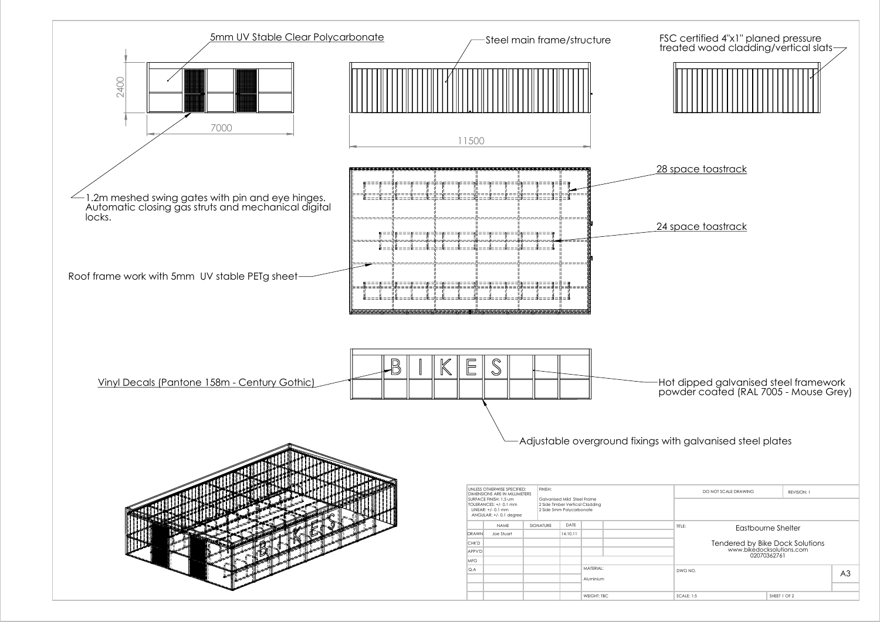5mm UV Stable Clear Polycarbonate

Steel main frame/structure

FSC certified 4"x1" planed pressure treated wood cladding/vertical slats

2400

7000

11500

1.2m meshed swing gates with pin and eye hinges. Automatic closing gas struts and mechanical digital locks.

28 space toastrack

24 space toastrack

Roof frame work with 5mm UV stable PETg sheet

BIKES

Vinyl Decals (Pantone 158m - Century Gothic)

Hot dipped galvanised steel framework powder coated (RAL 7005 - Mouse Grey)

Adjustable overground fixings with galvanised steel plates

| UNLESS OTHERWISE SPECIFIED: DIMENSIONS ARE IN MILLIMETERS SURFACE FINISH: 1.5 um TOLERANCES: +/- 0.1 mm LINEAR: +/- 0.1 mm ANGULAR: +/- 0.1 degree | | FINISH: Galvanised Mild Steel Frame 2 Side Timber Vertical Cladding 2 Side 5mm Polycarbonate | | DO NOT SCALE DRAWING | REVISION: 1 |
|---|---|---|---|---|---|
| | NAME | SIGNATURE | DATE | TITLE: Eastbourne Shelter | |
| DRAWN | Joe Stuart | | 14.10.11 | Tendered by Bike Dock Solutions www.bikedocksolutions.com 02070362761 | |
| CHK'D | | | | | |
| APPV'D | | | | | |
| MFG | | | | | |
| Q.A | | | MATERIAL: Aluminium | DWG NO. | A3 |
| | | | WEIGHT: TBC | SCALE: 1:5 | SHEET 1 OF 2 |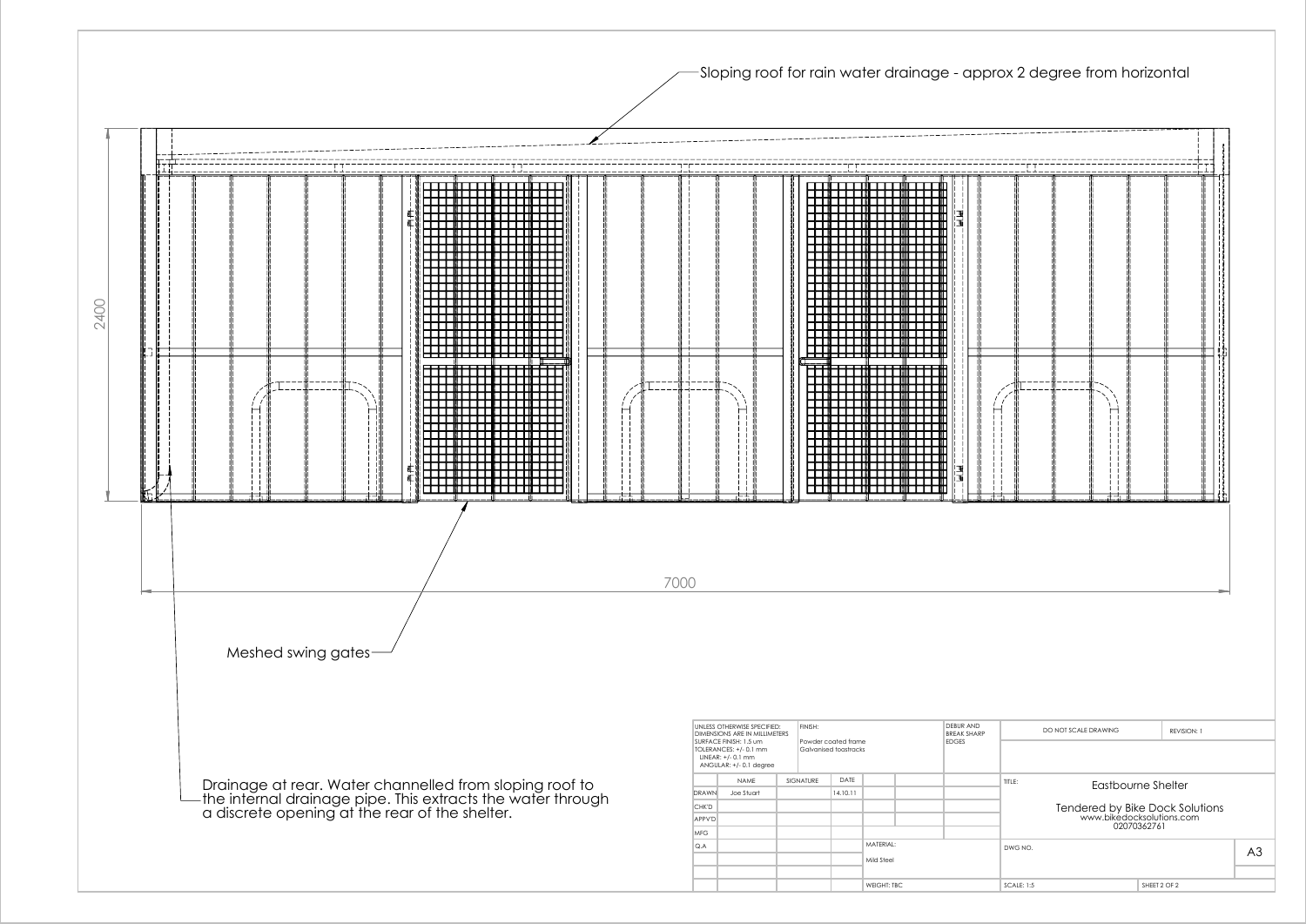Sloping roof for rain water drainage - approx 2 degree from horizontal

2400

7000

Meshed swing gates

Drainage at rear. Water channelled from sloping roof to the internal drainage pipe. This extracts the water through a discrete opening at the rear of the shelter.

| | | | | | |
|---|---|---|---|---|---|
| UNLESS OTHERWISE SPECIFIED: DIMENSIONS ARE IN MILLIMETERS SURFACE FINISH: 1.5 um TOLERANCES: +/- 0.1 mm LINEAR: +/- 0.1 mm ANGULAR: +/- 0.1 degree | | FINISH: Powder coated frame Galvanised toastracks | DEBUR AND BREAK SHARP EDGES | DO NOT SCALE DRAWING | REVISION: 1 |
| | NAME | SIGNATURE | DATE | TITLE: Eastbourne Shelter | |
| DRAWN | Joe Stuart | | 14.10.11 | Tendered by Bike Dock Solutions www.bikedocksolutions.com 02070362761 | |
| CHK'D | | | | | |
| APPV'D | | | | | |
| MFG | | | | | |
| Q.A | | | MATERIAL: Mild Steel | DWG NO. | A3 |
| | | | WEIGHT: TBC | SCALE: 1:5 | SHEET 2 OF 2 |